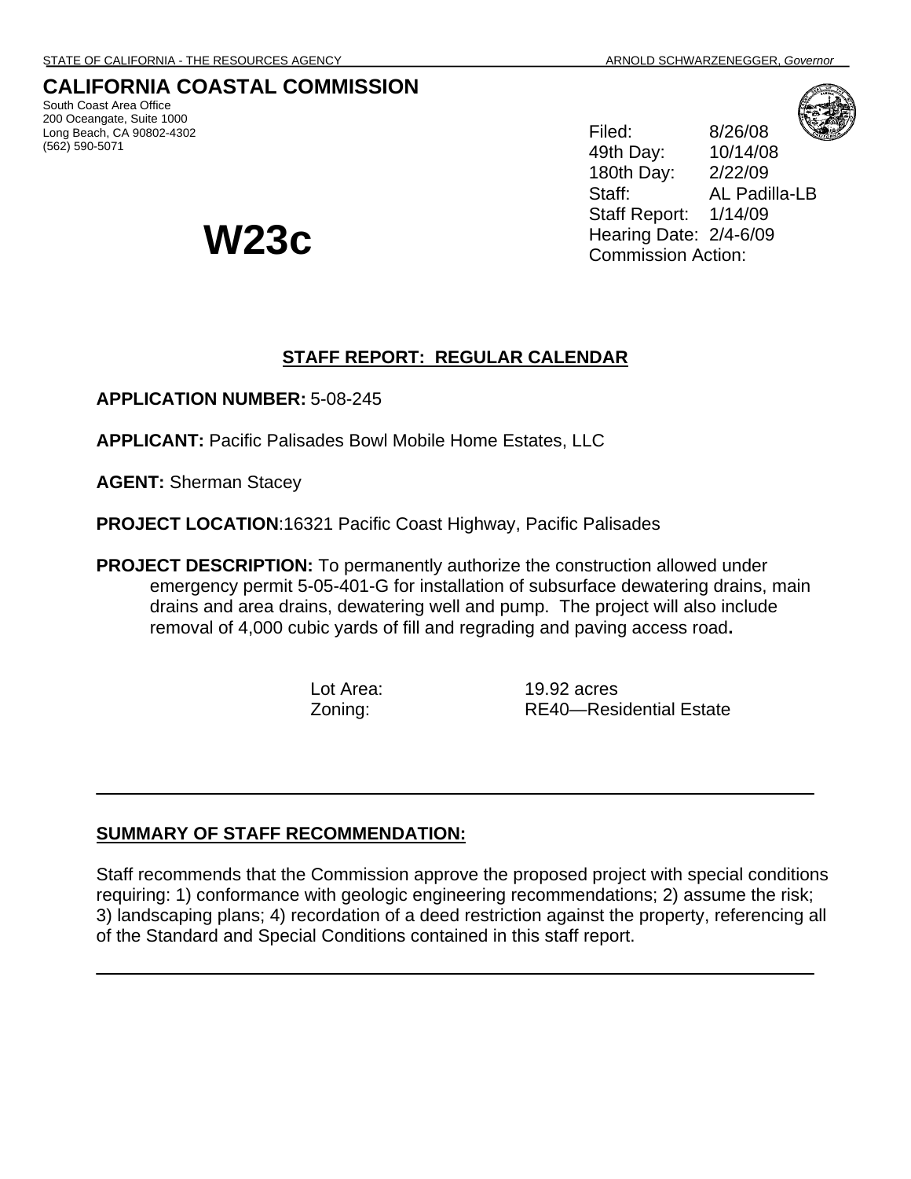STATE OF CALIFORNIA - THE RESOURCES AGENCY ARNOLD SCHWARZENEGGER, *Governor*

# CALIFORNIA COASTAL COMMISSION

South Coast Area Office
200 Oceangate, Suite 1000
Long Beach, CA 90802-4302
(562) 590-5071

| | |
|---|---|
| Filed: | 8/26/08 |
| 49th Day: | 10/14/08 |
| 180th Day: | 2/22/09 |
| Staff: | AL Padilla-LB |
| Staff Report: | 1/14/09 |
| Hearing Date: | 2/4-6/09 |
| Commission Action: | |

# W23c

## STAFF REPORT: REGULAR CALENDAR

**APPLICATION NUMBER:** 5-08-245

**APPLICANT:** Pacific Palisades Bowl Mobile Home Estates, LLC

**AGENT:** Sherman Stacey

**PROJECT LOCATION**:16321 Pacific Coast Highway, Pacific Palisades

**PROJECT DESCRIPTION:** To permanently authorize the construction allowed under emergency permit 5-05-401-G for installation of subsurface dewatering drains, main drains and area drains, dewatering well and pump. The project will also include removal of 4,000 cubic yards of fill and regrading and paving access road**.**

| | |
|---|---|
| Lot Area: | 19.92 acres |
| Zoning: | RE40—Residential Estate |

---

## SUMMARY OF STAFF RECOMMENDATION:

Staff recommends that the Commission approve the proposed project with special conditions requiring: 1) conformance with geologic engineering recommendations; 2) assume the risk; 3) landscaping plans; 4) recordation of a deed restriction against the property, referencing all of the Standard and Special Conditions contained in this staff report.

---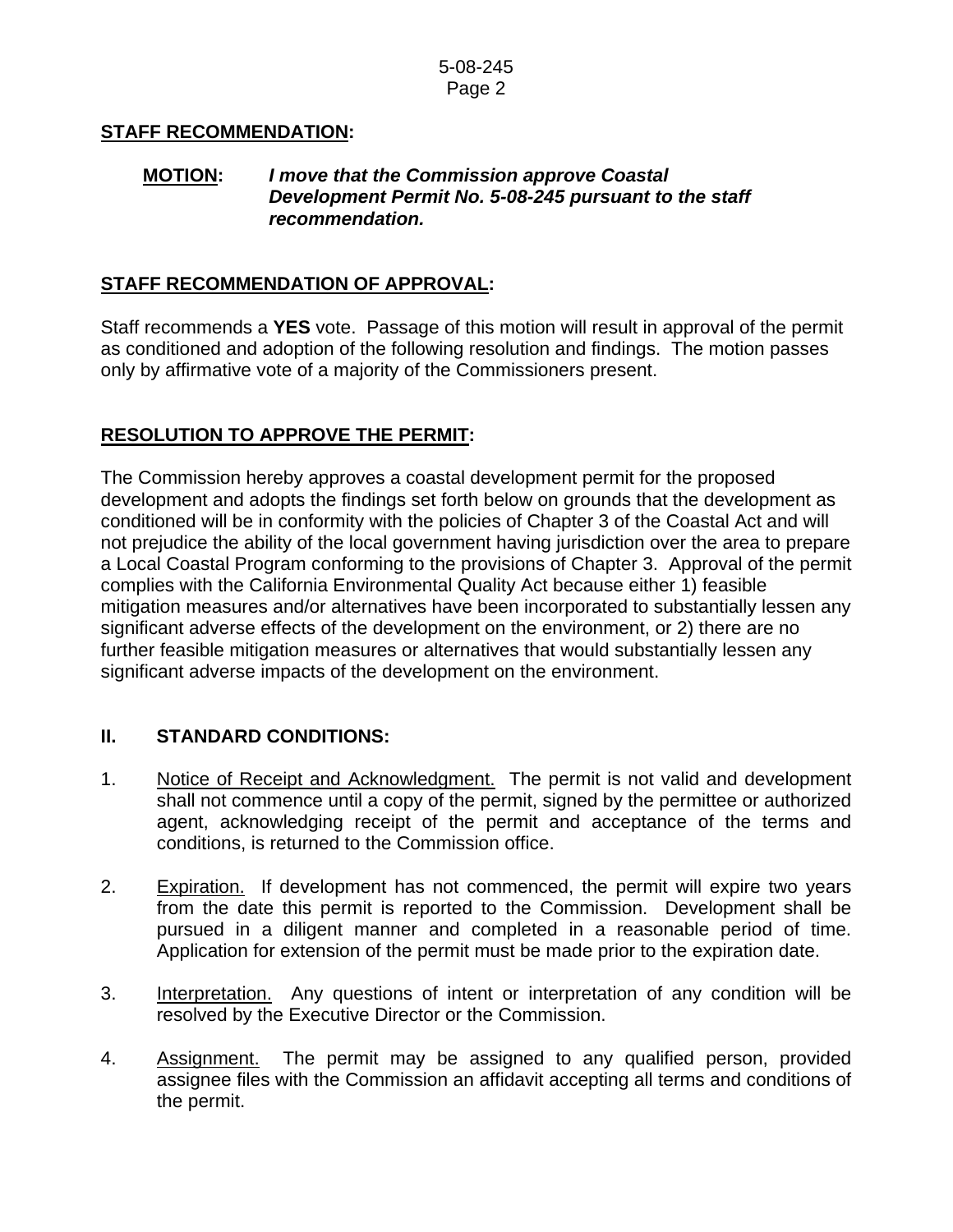## STAFF RECOMMENDATION:

**MOTION:** ***I move that the Commission approve Coastal Development Permit No. 5-08-245 pursuant to the staff recommendation.***

## STAFF RECOMMENDATION OF APPROVAL:

Staff recommends a **YES** vote. Passage of this motion will result in approval of the permit as conditioned and adoption of the following resolution and findings. The motion passes only by affirmative vote of a majority of the Commissioners present.

## RESOLUTION TO APPROVE THE PERMIT:

The Commission hereby approves a coastal development permit for the proposed development and adopts the findings set forth below on grounds that the development as conditioned will be in conformity with the policies of Chapter 3 of the Coastal Act and will not prejudice the ability of the local government having jurisdiction over the area to prepare a Local Coastal Program conforming to the provisions of Chapter 3. Approval of the permit complies with the California Environmental Quality Act because either 1) feasible mitigation measures and/or alternatives have been incorporated to substantially lessen any significant adverse effects of the development on the environment, or 2) there are no further feasible mitigation measures or alternatives that would substantially lessen any significant adverse impacts of the development on the environment.

## II. STANDARD CONDITIONS:

1. Notice of Receipt and Acknowledgment. The permit is not valid and development shall not commence until a copy of the permit, signed by the permittee or authorized agent, acknowledging receipt of the permit and acceptance of the terms and conditions, is returned to the Commission office.

2. Expiration. If development has not commenced, the permit will expire two years from the date this permit is reported to the Commission. Development shall be pursued in a diligent manner and completed in a reasonable period of time. Application for extension of the permit must be made prior to the expiration date.

3. Interpretation. Any questions of intent or interpretation of any condition will be resolved by the Executive Director or the Commission.

4. Assignment. The permit may be assigned to any qualified person, provided assignee files with the Commission an affidavit accepting all terms and conditions of the permit.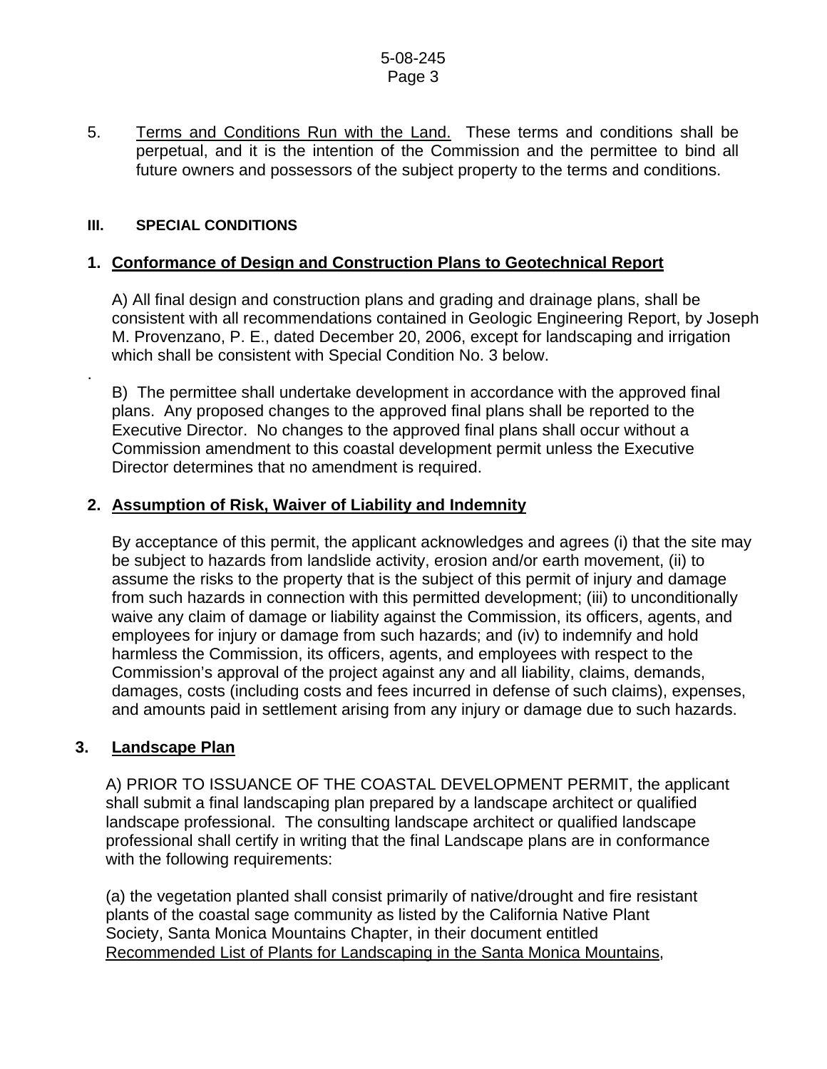5. <u>Terms and Conditions Run with the Land.</u> These terms and conditions shall be perpetual, and it is the intention of the Commission and the permittee to bind all future owners and possessors of the subject property to the terms and conditions.

## III. SPECIAL CONDITIONS

### 1. Conformance of Design and Construction Plans to Geotechnical Report

A) All final design and construction plans and grading and drainage plans, shall be consistent with all recommendations contained in Geologic Engineering Report, by Joseph M. Provenzano, P. E., dated December 20, 2006, except for landscaping and irrigation which shall be consistent with Special Condition No. 3 below.

B) The permittee shall undertake development in accordance with the approved final plans. Any proposed changes to the approved final plans shall be reported to the Executive Director. No changes to the approved final plans shall occur without a Commission amendment to this coastal development permit unless the Executive Director determines that no amendment is required.

### 2. Assumption of Risk, Waiver of Liability and Indemnity

By acceptance of this permit, the applicant acknowledges and agrees (i) that the site may be subject to hazards from landslide activity, erosion and/or earth movement, (ii) to assume the risks to the property that is the subject of this permit of injury and damage from such hazards in connection with this permitted development; (iii) to unconditionally waive any claim of damage or liability against the Commission, its officers, agents, and employees for injury or damage from such hazards; and (iv) to indemnify and hold harmless the Commission, its officers, agents, and employees with respect to the Commission's approval of the project against any and all liability, claims, demands, damages, costs (including costs and fees incurred in defense of such claims), expenses, and amounts paid in settlement arising from any injury or damage due to such hazards.

### 3. Landscape Plan

A) PRIOR TO ISSUANCE OF THE COASTAL DEVELOPMENT PERMIT, the applicant shall submit a final landscaping plan prepared by a landscape architect or qualified landscape professional. The consulting landscape architect or qualified landscape professional shall certify in writing that the final Landscape plans are in conformance with the following requirements:

(a) the vegetation planted shall consist primarily of native/drought and fire resistant plants of the coastal sage community as listed by the California Native Plant Society, Santa Monica Mountains Chapter, in their document entitled <u>Recommended List of Plants for Landscaping in the Santa Monica Mountains</u>,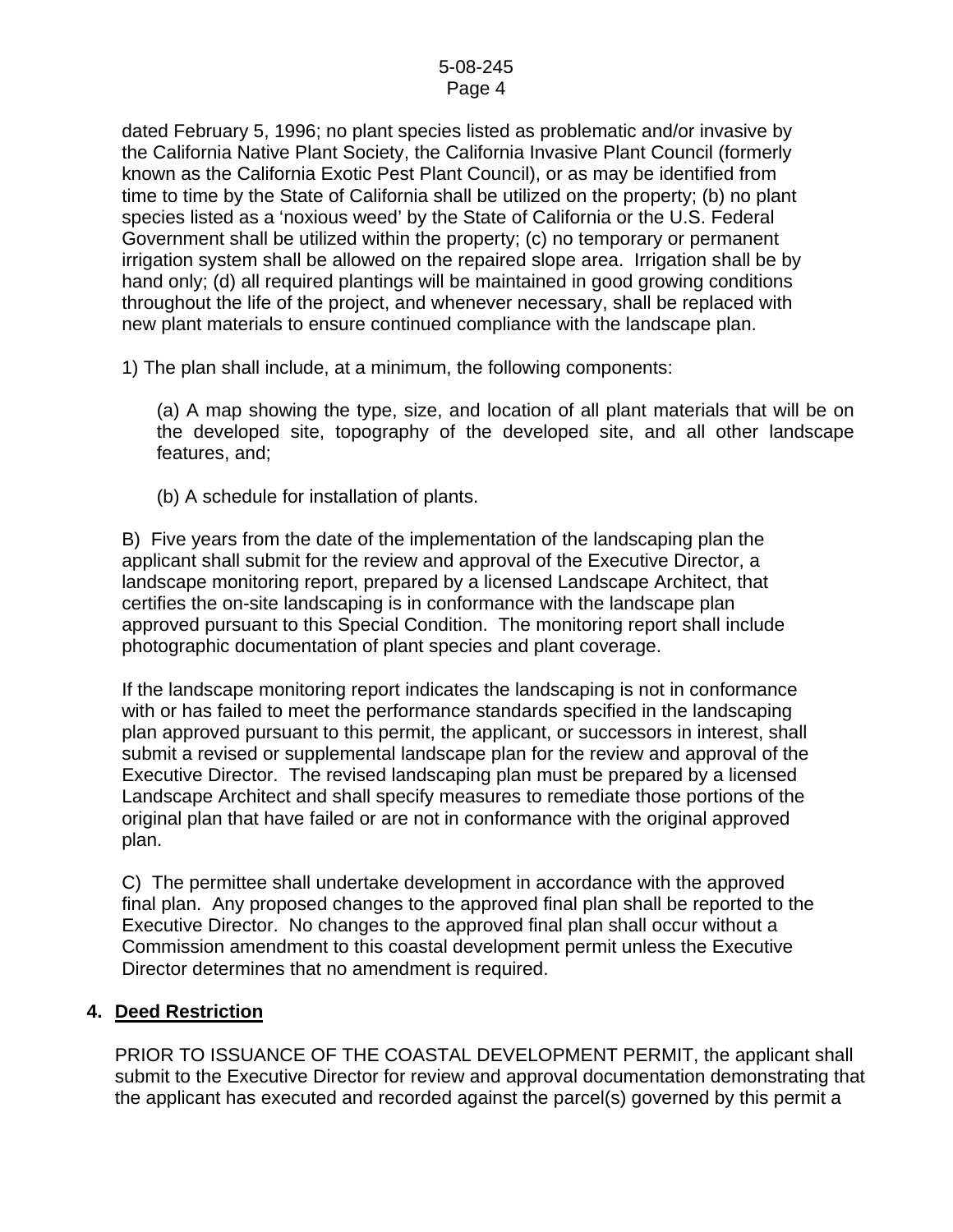dated February 5, 1996; no plant species listed as problematic and/or invasive by the California Native Plant Society, the California Invasive Plant Council (formerly known as the California Exotic Pest Plant Council), or as may be identified from time to time by the State of California shall be utilized on the property; (b) no plant species listed as a 'noxious weed' by the State of California or the U.S. Federal Government shall be utilized within the property; (c) no temporary or permanent irrigation system shall be allowed on the repaired slope area. Irrigation shall be by hand only; (d) all required plantings will be maintained in good growing conditions throughout the life of the project, and whenever necessary, shall be replaced with new plant materials to ensure continued compliance with the landscape plan.

1) The plan shall include, at a minimum, the following components:

(a) A map showing the type, size, and location of all plant materials that will be on the developed site, topography of the developed site, and all other landscape features, and;

(b) A schedule for installation of plants.

B) Five years from the date of the implementation of the landscaping plan the applicant shall submit for the review and approval of the Executive Director, a landscape monitoring report, prepared by a licensed Landscape Architect, that certifies the on-site landscaping is in conformance with the landscape plan approved pursuant to this Special Condition. The monitoring report shall include photographic documentation of plant species and plant coverage.

If the landscape monitoring report indicates the landscaping is not in conformance with or has failed to meet the performance standards specified in the landscaping plan approved pursuant to this permit, the applicant, or successors in interest, shall submit a revised or supplemental landscape plan for the review and approval of the Executive Director. The revised landscaping plan must be prepared by a licensed Landscape Architect and shall specify measures to remediate those portions of the original plan that have failed or are not in conformance with the original approved plan.

C) The permittee shall undertake development in accordance with the approved final plan. Any proposed changes to the approved final plan shall be reported to the Executive Director. No changes to the approved final plan shall occur without a Commission amendment to this coastal development permit unless the Executive Director determines that no amendment is required.

**4. Deed Restriction**

PRIOR TO ISSUANCE OF THE COASTAL DEVELOPMENT PERMIT, the applicant shall submit to the Executive Director for review and approval documentation demonstrating that the applicant has executed and recorded against the parcel(s) governed by this permit a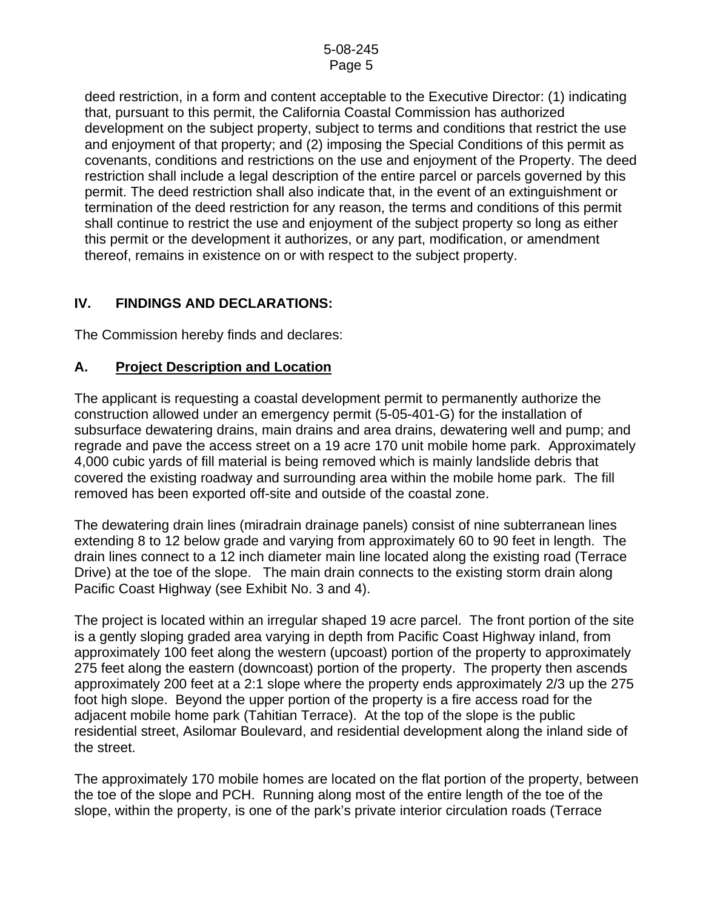deed restriction, in a form and content acceptable to the Executive Director: (1) indicating that, pursuant to this permit, the California Coastal Commission has authorized development on the subject property, subject to terms and conditions that restrict the use and enjoyment of that property; and (2) imposing the Special Conditions of this permit as covenants, conditions and restrictions on the use and enjoyment of the Property. The deed restriction shall include a legal description of the entire parcel or parcels governed by this permit. The deed restriction shall also indicate that, in the event of an extinguishment or termination of the deed restriction for any reason, the terms and conditions of this permit shall continue to restrict the use and enjoyment of the subject property so long as either this permit or the development it authorizes, or any part, modification, or amendment thereof, remains in existence on or with respect to the subject property.

## IV. FINDINGS AND DECLARATIONS:

The Commission hereby finds and declares:

### A. Project Description and Location

The applicant is requesting a coastal development permit to permanently authorize the construction allowed under an emergency permit (5-05-401-G) for the installation of subsurface dewatering drains, main drains and area drains, dewatering well and pump; and regrade and pave the access street on a 19 acre 170 unit mobile home park. Approximately 4,000 cubic yards of fill material is being removed which is mainly landslide debris that covered the existing roadway and surrounding area within the mobile home park. The fill removed has been exported off-site and outside of the coastal zone.

The dewatering drain lines (miradrain drainage panels) consist of nine subterranean lines extending 8 to 12 below grade and varying from approximately 60 to 90 feet in length. The drain lines connect to a 12 inch diameter main line located along the existing road (Terrace Drive) at the toe of the slope. The main drain connects to the existing storm drain along Pacific Coast Highway (see Exhibit No. 3 and 4).

The project is located within an irregular shaped 19 acre parcel. The front portion of the site is a gently sloping graded area varying in depth from Pacific Coast Highway inland, from approximately 100 feet along the western (upcoast) portion of the property to approximately 275 feet along the eastern (downcoast) portion of the property. The property then ascends approximately 200 feet at a 2:1 slope where the property ends approximately 2/3 up the 275 foot high slope. Beyond the upper portion of the property is a fire access road for the adjacent mobile home park (Tahitian Terrace). At the top of the slope is the public residential street, Asilomar Boulevard, and residential development along the inland side of the street.

The approximately 170 mobile homes are located on the flat portion of the property, between the toe of the slope and PCH. Running along most of the entire length of the toe of the slope, within the property, is one of the park's private interior circulation roads (Terrace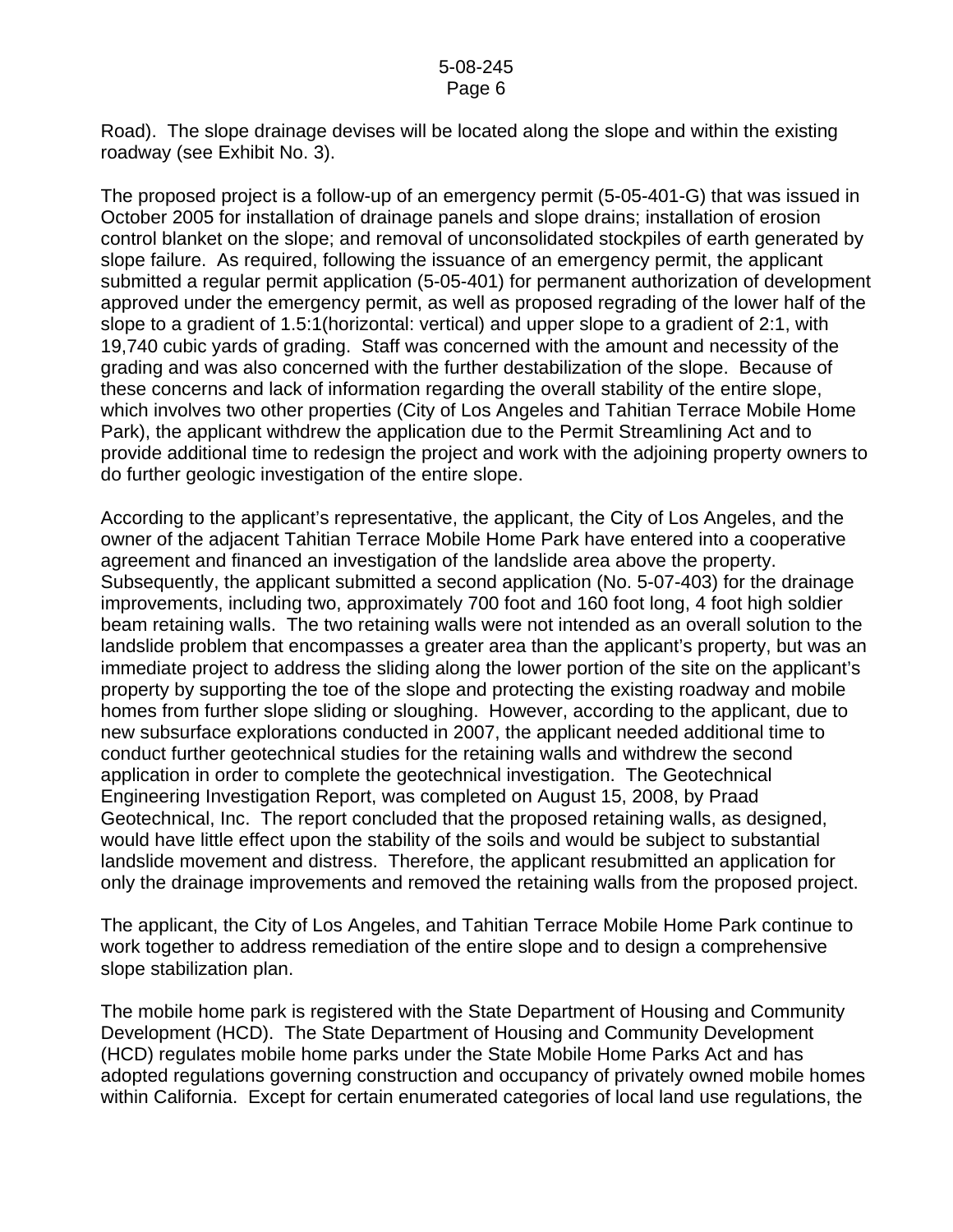Road). The slope drainage devises will be located along the slope and within the existing roadway (see Exhibit No. 3).

The proposed project is a follow-up of an emergency permit (5-05-401-G) that was issued in October 2005 for installation of drainage panels and slope drains; installation of erosion control blanket on the slope; and removal of unconsolidated stockpiles of earth generated by slope failure. As required, following the issuance of an emergency permit, the applicant submitted a regular permit application (5-05-401) for permanent authorization of development approved under the emergency permit, as well as proposed regrading of the lower half of the slope to a gradient of 1.5:1(horizontal: vertical) and upper slope to a gradient of 2:1, with 19,740 cubic yards of grading. Staff was concerned with the amount and necessity of the grading and was also concerned with the further destabilization of the slope. Because of these concerns and lack of information regarding the overall stability of the entire slope, which involves two other properties (City of Los Angeles and Tahitian Terrace Mobile Home Park), the applicant withdrew the application due to the Permit Streamlining Act and to provide additional time to redesign the project and work with the adjoining property owners to do further geologic investigation of the entire slope.

According to the applicant's representative, the applicant, the City of Los Angeles, and the owner of the adjacent Tahitian Terrace Mobile Home Park have entered into a cooperative agreement and financed an investigation of the landslide area above the property. Subsequently, the applicant submitted a second application (No. 5-07-403) for the drainage improvements, including two, approximately 700 foot and 160 foot long, 4 foot high soldier beam retaining walls. The two retaining walls were not intended as an overall solution to the landslide problem that encompasses a greater area than the applicant's property, but was an immediate project to address the sliding along the lower portion of the site on the applicant's property by supporting the toe of the slope and protecting the existing roadway and mobile homes from further slope sliding or sloughing. However, according to the applicant, due to new subsurface explorations conducted in 2007, the applicant needed additional time to conduct further geotechnical studies for the retaining walls and withdrew the second application in order to complete the geotechnical investigation. The Geotechnical Engineering Investigation Report, was completed on August 15, 2008, by Praad Geotechnical, Inc. The report concluded that the proposed retaining walls, as designed, would have little effect upon the stability of the soils and would be subject to substantial landslide movement and distress. Therefore, the applicant resubmitted an application for only the drainage improvements and removed the retaining walls from the proposed project.

The applicant, the City of Los Angeles, and Tahitian Terrace Mobile Home Park continue to work together to address remediation of the entire slope and to design a comprehensive slope stabilization plan.

The mobile home park is registered with the State Department of Housing and Community Development (HCD). The State Department of Housing and Community Development (HCD) regulates mobile home parks under the State Mobile Home Parks Act and has adopted regulations governing construction and occupancy of privately owned mobile homes within California. Except for certain enumerated categories of local land use regulations, the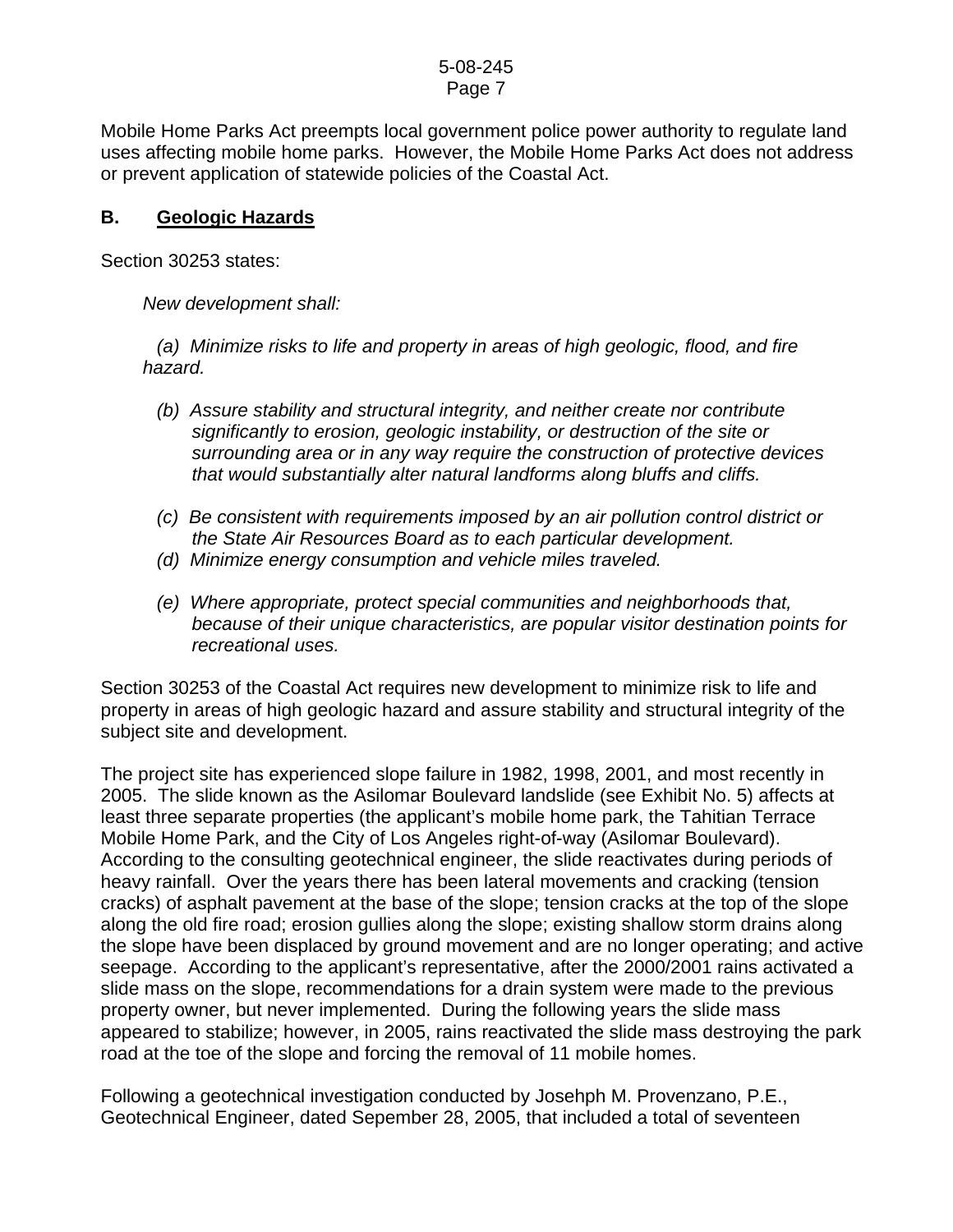Mobile Home Parks Act preempts local government police power authority to regulate land uses affecting mobile home parks. However, the Mobile Home Parks Act does not address or prevent application of statewide policies of the Coastal Act.

## B. Geologic Hazards

Section 30253 states:

> *New development shall:*
>
> *(a) Minimize risks to life and property in areas of high geologic, flood, and fire hazard.*
>
> *(b) Assure stability and structural integrity, and neither create nor contribute significantly to erosion, geologic instability, or destruction of the site or surrounding area or in any way require the construction of protective devices that would substantially alter natural landforms along bluffs and cliffs.*
>
> *(c) Be consistent with requirements imposed by an air pollution control district or the State Air Resources Board as to each particular development.*
>
> *(d) Minimize energy consumption and vehicle miles traveled.*
>
> *(e) Where appropriate, protect special communities and neighborhoods that, because of their unique characteristics, are popular visitor destination points for recreational uses.*

Section 30253 of the Coastal Act requires new development to minimize risk to life and property in areas of high geologic hazard and assure stability and structural integrity of the subject site and development.

The project site has experienced slope failure in 1982, 1998, 2001, and most recently in 2005. The slide known as the Asilomar Boulevard landslide (see Exhibit No. 5) affects at least three separate properties (the applicant's mobile home park, the Tahitian Terrace Mobile Home Park, and the City of Los Angeles right-of-way (Asilomar Boulevard). According to the consulting geotechnical engineer, the slide reactivates during periods of heavy rainfall. Over the years there has been lateral movements and cracking (tension cracks) of asphalt pavement at the base of the slope; tension cracks at the top of the slope along the old fire road; erosion gullies along the slope; existing shallow storm drains along the slope have been displaced by ground movement and are no longer operating; and active seepage. According to the applicant's representative, after the 2000/2001 rains activated a slide mass on the slope, recommendations for a drain system were made to the previous property owner, but never implemented. During the following years the slide mass appeared to stabilize; however, in 2005, rains reactivated the slide mass destroying the park road at the toe of the slope and forcing the removal of 11 mobile homes.

Following a geotechnical investigation conducted by Josehph M. Provenzano, P.E., Geotechnical Engineer, dated Sepember 28, 2005, that included a total of seventeen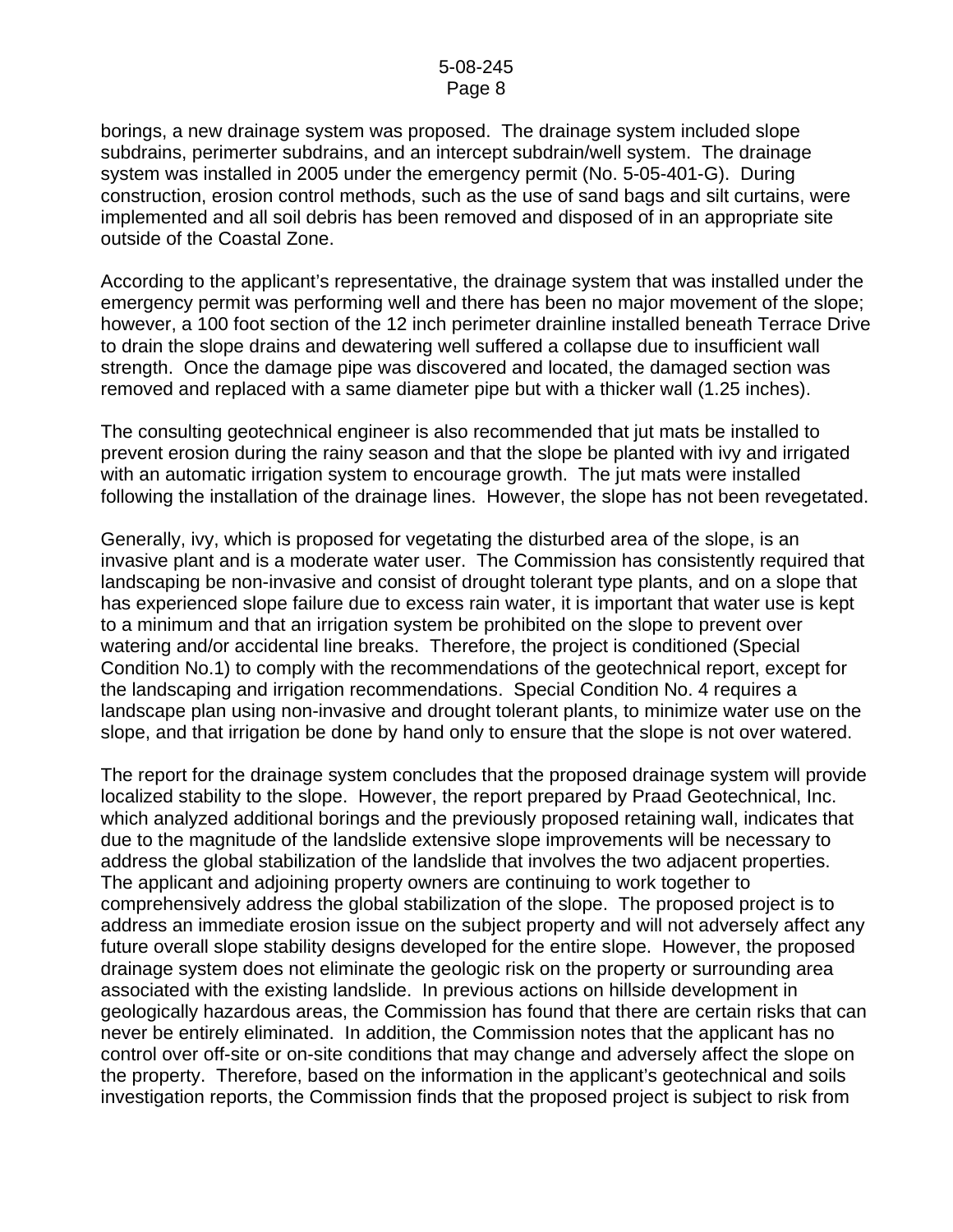borings, a new drainage system was proposed. The drainage system included slope subdrains, perimerter subdrains, and an intercept subdrain/well system. The drainage system was installed in 2005 under the emergency permit (No. 5-05-401-G). During construction, erosion control methods, such as the use of sand bags and silt curtains, were implemented and all soil debris has been removed and disposed of in an appropriate site outside of the Coastal Zone.

According to the applicant's representative, the drainage system that was installed under the emergency permit was performing well and there has been no major movement of the slope; however, a 100 foot section of the 12 inch perimeter drainline installed beneath Terrace Drive to drain the slope drains and dewatering well suffered a collapse due to insufficient wall strength. Once the damage pipe was discovered and located, the damaged section was removed and replaced with a same diameter pipe but with a thicker wall (1.25 inches).

The consulting geotechnical engineer is also recommended that jut mats be installed to prevent erosion during the rainy season and that the slope be planted with ivy and irrigated with an automatic irrigation system to encourage growth. The jut mats were installed following the installation of the drainage lines. However, the slope has not been revegetated.

Generally, ivy, which is proposed for vegetating the disturbed area of the slope, is an invasive plant and is a moderate water user. The Commission has consistently required that landscaping be non-invasive and consist of drought tolerant type plants, and on a slope that has experienced slope failure due to excess rain water, it is important that water use is kept to a minimum and that an irrigation system be prohibited on the slope to prevent over watering and/or accidental line breaks. Therefore, the project is conditioned (Special Condition No.1) to comply with the recommendations of the geotechnical report, except for the landscaping and irrigation recommendations. Special Condition No. 4 requires a landscape plan using non-invasive and drought tolerant plants, to minimize water use on the slope, and that irrigation be done by hand only to ensure that the slope is not over watered.

The report for the drainage system concludes that the proposed drainage system will provide localized stability to the slope. However, the report prepared by Praad Geotechnical, Inc. which analyzed additional borings and the previously proposed retaining wall, indicates that due to the magnitude of the landslide extensive slope improvements will be necessary to address the global stabilization of the landslide that involves the two adjacent properties. The applicant and adjoining property owners are continuing to work together to comprehensively address the global stabilization of the slope. The proposed project is to address an immediate erosion issue on the subject property and will not adversely affect any future overall slope stability designs developed for the entire slope. However, the proposed drainage system does not eliminate the geologic risk on the property or surrounding area associated with the existing landslide. In previous actions on hillside development in geologically hazardous areas, the Commission has found that there are certain risks that can never be entirely eliminated. In addition, the Commission notes that the applicant has no control over off-site or on-site conditions that may change and adversely affect the slope on the property. Therefore, based on the information in the applicant's geotechnical and soils investigation reports, the Commission finds that the proposed project is subject to risk from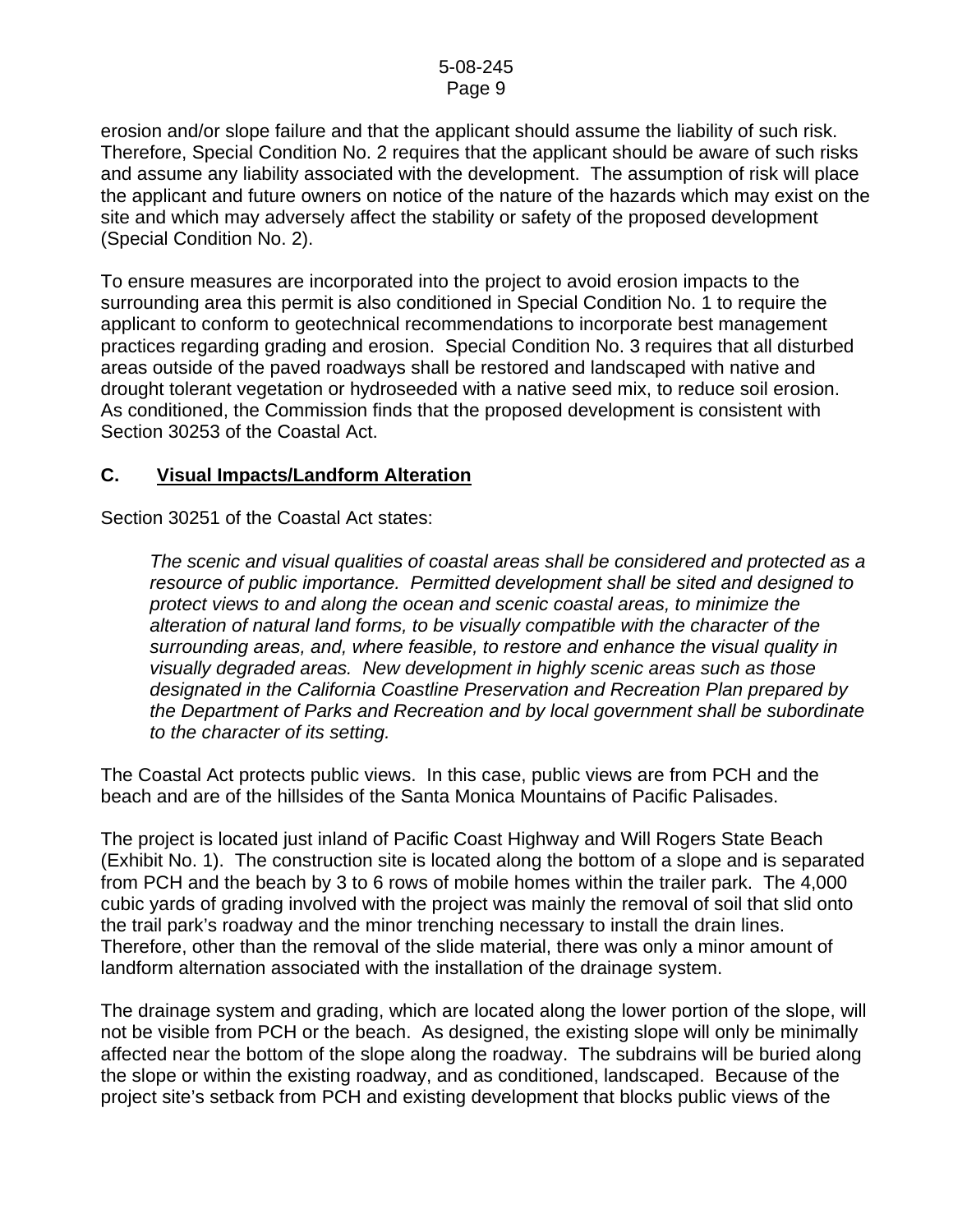erosion and/or slope failure and that the applicant should assume the liability of such risk. Therefore, Special Condition No. 2 requires that the applicant should be aware of such risks and assume any liability associated with the development. The assumption of risk will place the applicant and future owners on notice of the nature of the hazards which may exist on the site and which may adversely affect the stability or safety of the proposed development (Special Condition No. 2).

To ensure measures are incorporated into the project to avoid erosion impacts to the surrounding area this permit is also conditioned in Special Condition No. 1 to require the applicant to conform to geotechnical recommendations to incorporate best management practices regarding grading and erosion. Special Condition No. 3 requires that all disturbed areas outside of the paved roadways shall be restored and landscaped with native and drought tolerant vegetation or hydroseeded with a native seed mix, to reduce soil erosion. As conditioned, the Commission finds that the proposed development is consistent with Section 30253 of the Coastal Act.

## C. Visual Impacts/Landform Alteration

Section 30251 of the Coastal Act states:

> *The scenic and visual qualities of coastal areas shall be considered and protected as a resource of public importance. Permitted development shall be sited and designed to protect views to and along the ocean and scenic coastal areas, to minimize the alteration of natural land forms, to be visually compatible with the character of the surrounding areas, and, where feasible, to restore and enhance the visual quality in visually degraded areas. New development in highly scenic areas such as those designated in the California Coastline Preservation and Recreation Plan prepared by the Department of Parks and Recreation and by local government shall be subordinate to the character of its setting.*

The Coastal Act protects public views. In this case, public views are from PCH and the beach and are of the hillsides of the Santa Monica Mountains of Pacific Palisades.

The project is located just inland of Pacific Coast Highway and Will Rogers State Beach (Exhibit No. 1). The construction site is located along the bottom of a slope and is separated from PCH and the beach by 3 to 6 rows of mobile homes within the trailer park. The 4,000 cubic yards of grading involved with the project was mainly the removal of soil that slid onto the trail park's roadway and the minor trenching necessary to install the drain lines. Therefore, other than the removal of the slide material, there was only a minor amount of landform alternation associated with the installation of the drainage system.

The drainage system and grading, which are located along the lower portion of the slope, will not be visible from PCH or the beach. As designed, the existing slope will only be minimally affected near the bottom of the slope along the roadway. The subdrains will be buried along the slope or within the existing roadway, and as conditioned, landscaped. Because of the project site's setback from PCH and existing development that blocks public views of the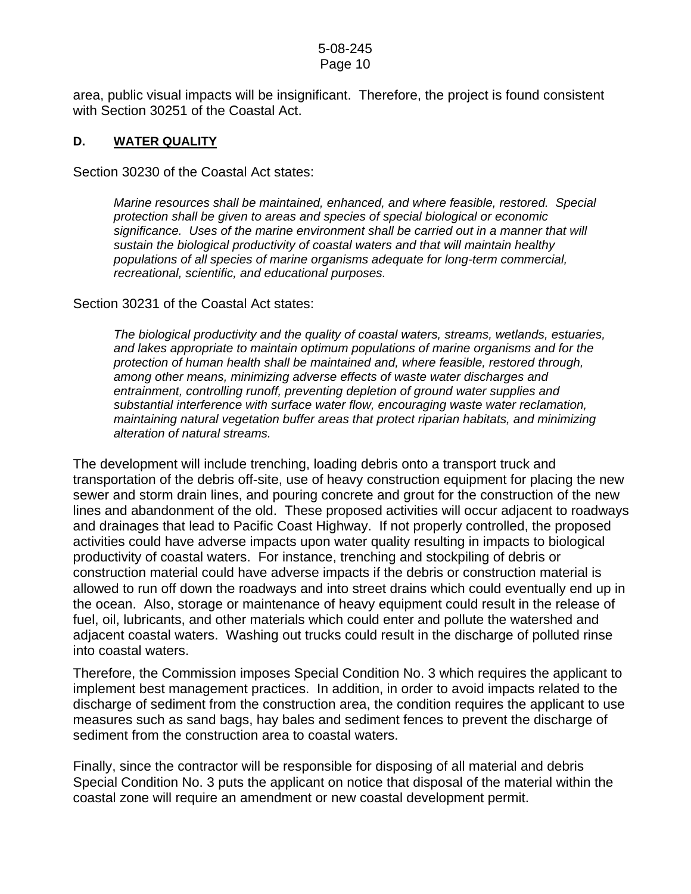area, public visual impacts will be insignificant. Therefore, the project is found consistent with Section 30251 of the Coastal Act.

### D. WATER QUALITY

Section 30230 of the Coastal Act states:

> *Marine resources shall be maintained, enhanced, and where feasible, restored. Special protection shall be given to areas and species of special biological or economic significance. Uses of the marine environment shall be carried out in a manner that will sustain the biological productivity of coastal waters and that will maintain healthy populations of all species of marine organisms adequate for long-term commercial, recreational, scientific, and educational purposes.*

Section 30231 of the Coastal Act states:

> *The biological productivity and the quality of coastal waters, streams, wetlands, estuaries, and lakes appropriate to maintain optimum populations of marine organisms and for the protection of human health shall be maintained and, where feasible, restored through, among other means, minimizing adverse effects of waste water discharges and entrainment, controlling runoff, preventing depletion of ground water supplies and substantial interference with surface water flow, encouraging waste water reclamation, maintaining natural vegetation buffer areas that protect riparian habitats, and minimizing alteration of natural streams.*

The development will include trenching, loading debris onto a transport truck and transportation of the debris off-site, use of heavy construction equipment for placing the new sewer and storm drain lines, and pouring concrete and grout for the construction of the new lines and abandonment of the old. These proposed activities will occur adjacent to roadways and drainages that lead to Pacific Coast Highway. If not properly controlled, the proposed activities could have adverse impacts upon water quality resulting in impacts to biological productivity of coastal waters. For instance, trenching and stockpiling of debris or construction material could have adverse impacts if the debris or construction material is allowed to run off down the roadways and into street drains which could eventually end up in the ocean. Also, storage or maintenance of heavy equipment could result in the release of fuel, oil, lubricants, and other materials which could enter and pollute the watershed and adjacent coastal waters. Washing out trucks could result in the discharge of polluted rinse into coastal waters.

Therefore, the Commission imposes Special Condition No. 3 which requires the applicant to implement best management practices. In addition, in order to avoid impacts related to the discharge of sediment from the construction area, the condition requires the applicant to use measures such as sand bags, hay bales and sediment fences to prevent the discharge of sediment from the construction area to coastal waters.

Finally, since the contractor will be responsible for disposing of all material and debris Special Condition No. 3 puts the applicant on notice that disposal of the material within the coastal zone will require an amendment or new coastal development permit.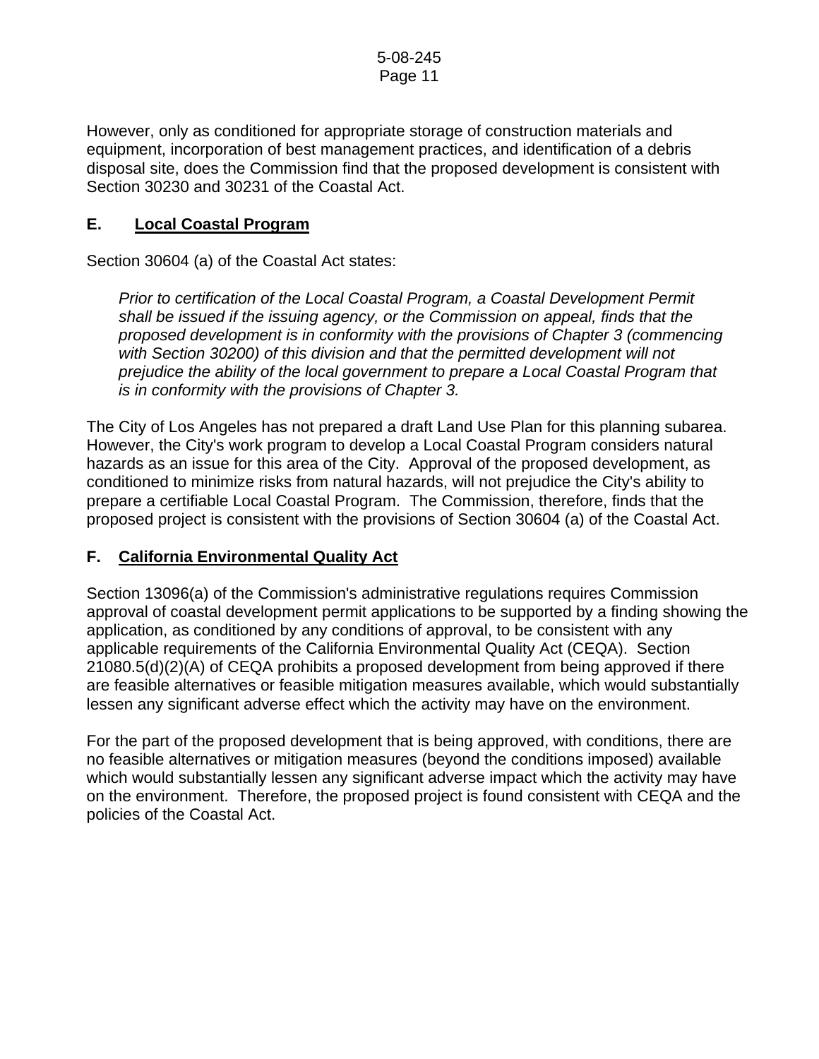However, only as conditioned for appropriate storage of construction materials and equipment, incorporation of best management practices, and identification of a debris disposal site, does the Commission find that the proposed development is consistent with Section 30230 and 30231 of the Coastal Act.

## E. Local Coastal Program

Section 30604 (a) of the Coastal Act states:

> *Prior to certification of the Local Coastal Program, a Coastal Development Permit shall be issued if the issuing agency, or the Commission on appeal, finds that the proposed development is in conformity with the provisions of Chapter 3 (commencing with Section 30200) of this division and that the permitted development will not prejudice the ability of the local government to prepare a Local Coastal Program that is in conformity with the provisions of Chapter 3.*

The City of Los Angeles has not prepared a draft Land Use Plan for this planning subarea. However, the City's work program to develop a Local Coastal Program considers natural hazards as an issue for this area of the City. Approval of the proposed development, as conditioned to minimize risks from natural hazards, will not prejudice the City's ability to prepare a certifiable Local Coastal Program. The Commission, therefore, finds that the proposed project is consistent with the provisions of Section 30604 (a) of the Coastal Act.

## F. California Environmental Quality Act

Section 13096(a) of the Commission's administrative regulations requires Commission approval of coastal development permit applications to be supported by a finding showing the application, as conditioned by any conditions of approval, to be consistent with any applicable requirements of the California Environmental Quality Act (CEQA). Section 21080.5(d)(2)(A) of CEQA prohibits a proposed development from being approved if there are feasible alternatives or feasible mitigation measures available, which would substantially lessen any significant adverse effect which the activity may have on the environment.

For the part of the proposed development that is being approved, with conditions, there are no feasible alternatives or mitigation measures (beyond the conditions imposed) available which would substantially lessen any significant adverse impact which the activity may have on the environment. Therefore, the proposed project is found consistent with CEQA and the policies of the Coastal Act.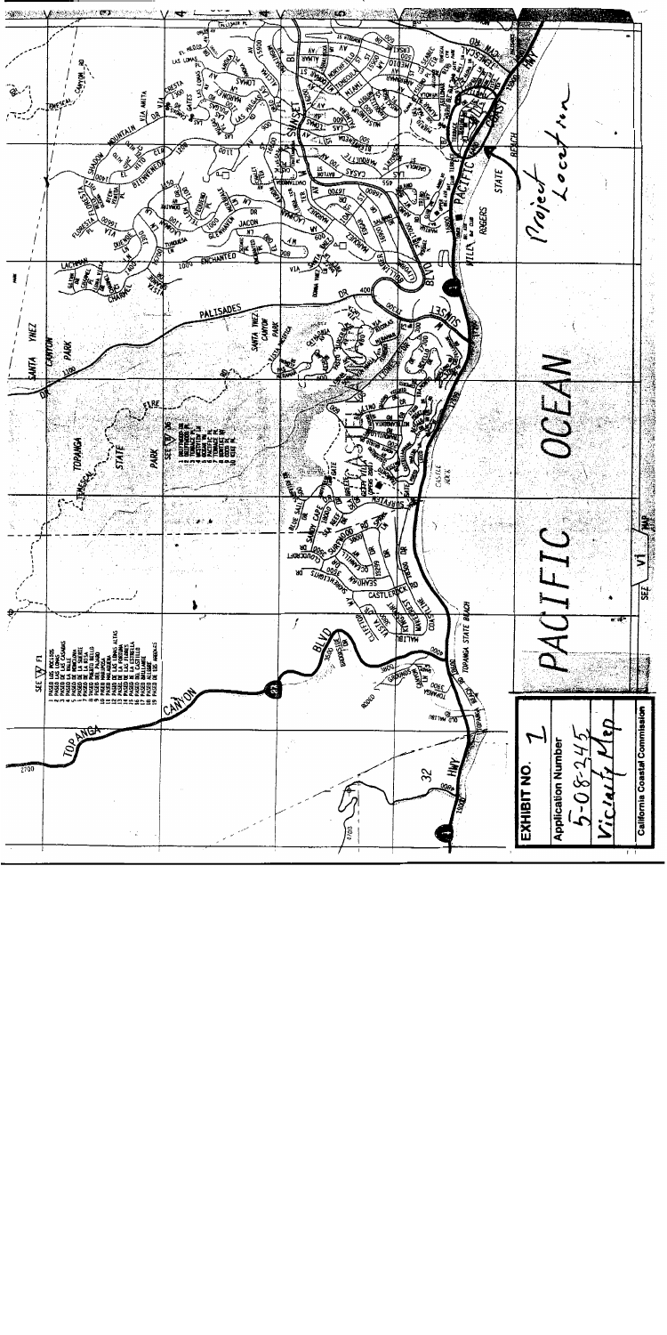**EXHIBIT NO.** 1

**Application Number**

5-08-245

Vicinity Map

**California Coastal Commission**

Project Location

PACIFIC OCEAN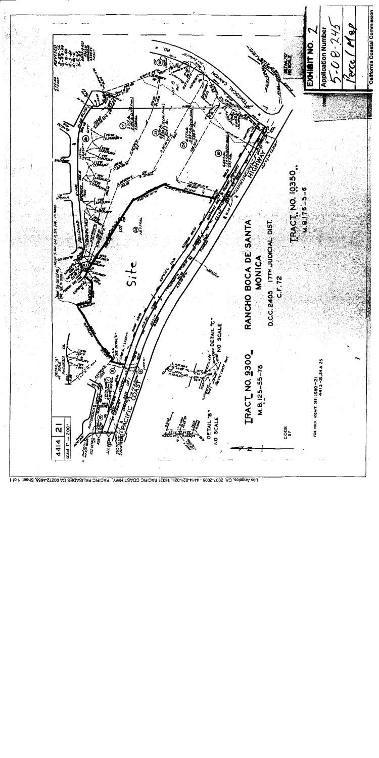4414 | 21

SCALE 1" = 200'

TRACT NO. 9300
M.B. 125-55-78

RANCHO BOCA DE SANTA MONICA

D.C.C. 2405 17TH JUDICIAL DIST.
C.F. 72

TRACT NO. 10350
M.B. 176-5-6

Site

PACIFIC COAST HIGHWAY

TEMESCAL CANYON RD.

DETAIL "A" NO SCALE

DETAIL "B" NO SCALE

DETAIL "C" NO SCALE

DETAIL "D" NO SCALE

CODE 67

FOR PREV. ASSM'T. SEE: 1989-21
4413-21, 24 & 25

EXHIBIT NO. 2

Application Number
5-08-245

Parcel Map

California Coastal Commission

Los Angeles, CA, 2007-2008 - 4414-021-025, 18321 PACIFIC COAST HWY, PACIFIC PALISADES CA 90272-4658, Sheet: 1 of 1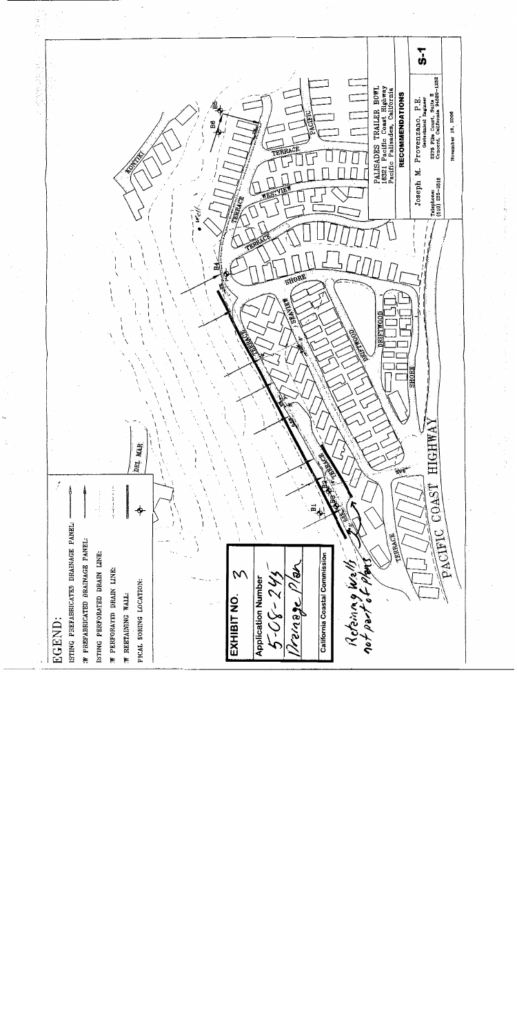EGEND:

ISTING PREFABRICATED DRAINAGE PANEL:

W PREFABRICATED DRAINAGE PANEL:

ISTING PERFORATED DRAIN LINE:

W PERFORATED DRAIN LINE:

W RETAINING WALL:

PICAL BORING LOCATION:

**EXHIBIT NO.** 3

**Application Number**

5-08-243

Drainage Plan

**California Coastal Commission**

Retaining walls not part of plan

DEL MAR

KONTIKI

PACIFIC

TERRACE

WESTVIEW

TERRACE

TERRACE

SHORE

SEAVIEW

DRIFTWOOD

DRIFTWOOD

SHORE

TERRACE

TERRACE

PACIFIC COAST HIGHWAY

Well

B1 B2 B3 B4 B5 B6

PALISADES TRAILER BOWL
16321 Pacific Coast Highway
Pacific Palisades, California

**RECOMMENDATIONS**

Joseph M. Provenzano, P.E.
Geotechnical Engineer

2276 Pike Court, Suite E
Concord, California 94520-1232

Telephone: (510) 235-3518

November 16, 2006

S-1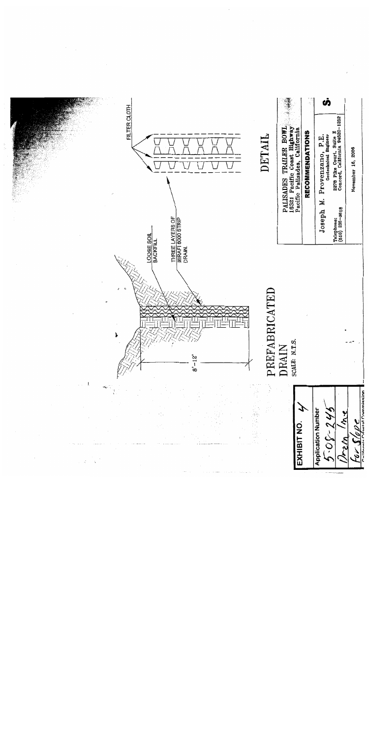EXHIBIT NO. 4

Application Number
5-08-245
Drain line
for slope

California Coastal Commission

PREFABRICATED DRAIN

SCALE: N.T.S.

8'-12'

LOOSE SOIL BACKFILL

THREE LAYERS OF MIRAFI 6000 STRIP DRAIN.

FILTER CLOTH

DETAIL

| PALISADES TRAILER BOWL<br>16321 Pacific Coast Highway<br>Pacific Palisades, California |
| --- |
| **RECOMMENDATIONS** |
| Joseph M. Provenzano, P.E.<br>Geotechnical Engineer<br>Telephone: (510) 235-3818<br>2278 Pike Court, Suite E<br>Concord, California 94520-1232 |
| November 16, 2006 |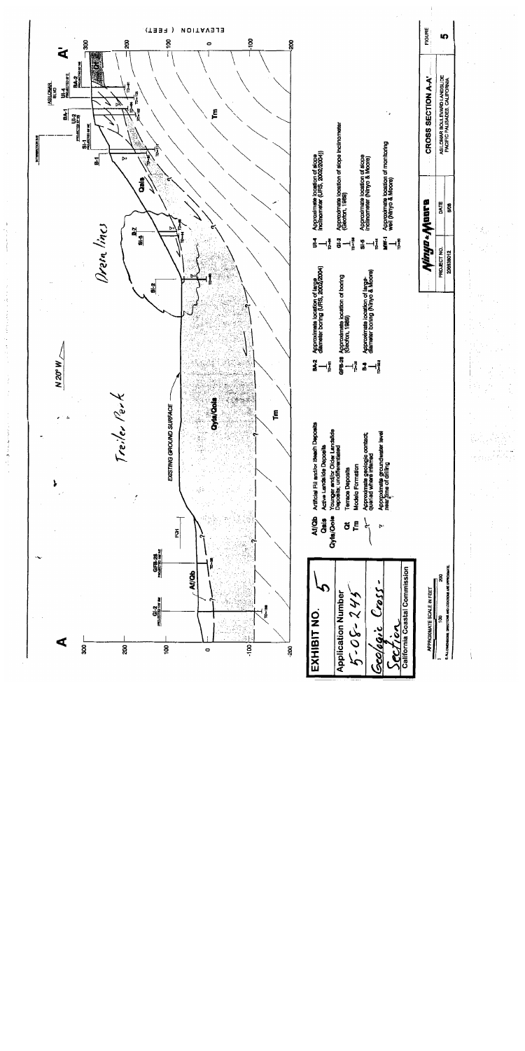A

A'

ELEVATION (FEET)

300

200

100

0

-100

-200

GI-2
PROJECTED 100' NW

GFB-28
PROJECTED 100' NE

Af/Qb

PCH

EXISTING GROUND SURFACE

Qyls/Qols

Tm

Trailer Park

N 20° W

Drain lines

SI-2

B-7

SI-5

Qals

B-1

SI-1

BA-1

UI-2

BA-2

UI-4

ASILOMAR BLVD

Qt

Tm

EXHIBIT NO. 5

Application Number

5-08-245

Geologic Cross-Section

California Coastal Commission

Af/Qb Artificial Fill and/or Beach Deposits

Qals Active Landslide Deposits

Qyls/Qols Younger and/or Older Landslide Deposits; undifferentiated

Qt Terrace Deposits

Tm Modelo Formation

Approximate geologic contact; queried where inferred

Approximate groundwater level near time of drilling

BA-2 Approximate location of large diameter boring (URS, 2003/2004)

GFB-28 Approximate location of boring (Geofon, 1989)

B-8 Approximate location of large-diameter boring (Ninyo & Moore)

UI-4 Approximate location of slope inclinometer (URS, 2002/2004)

GI-2 Approximate location of slope inclinometer (Geofon, 1989)

SI-5 Approximate location of slope inclinometer (Ninyo & Moore)

MW-1 Approximate location of monitoring well (Ninyo & Moore)

APPROXIMATE SCALE IN FEET

0 100 200

NOTE: ALL DIMENSIONS, DIRECTIONS AND LOCATIONS ARE APPROXIMATE.

Ninyo & Moore

PROJECT NO. 206938012

DATE 5/08

CROSS SECTION A-A'

ASILOMAR BOULEVARD LANDSLIDE
PACIFIC PALISADES, CALIFORNIA

FIGURE 5